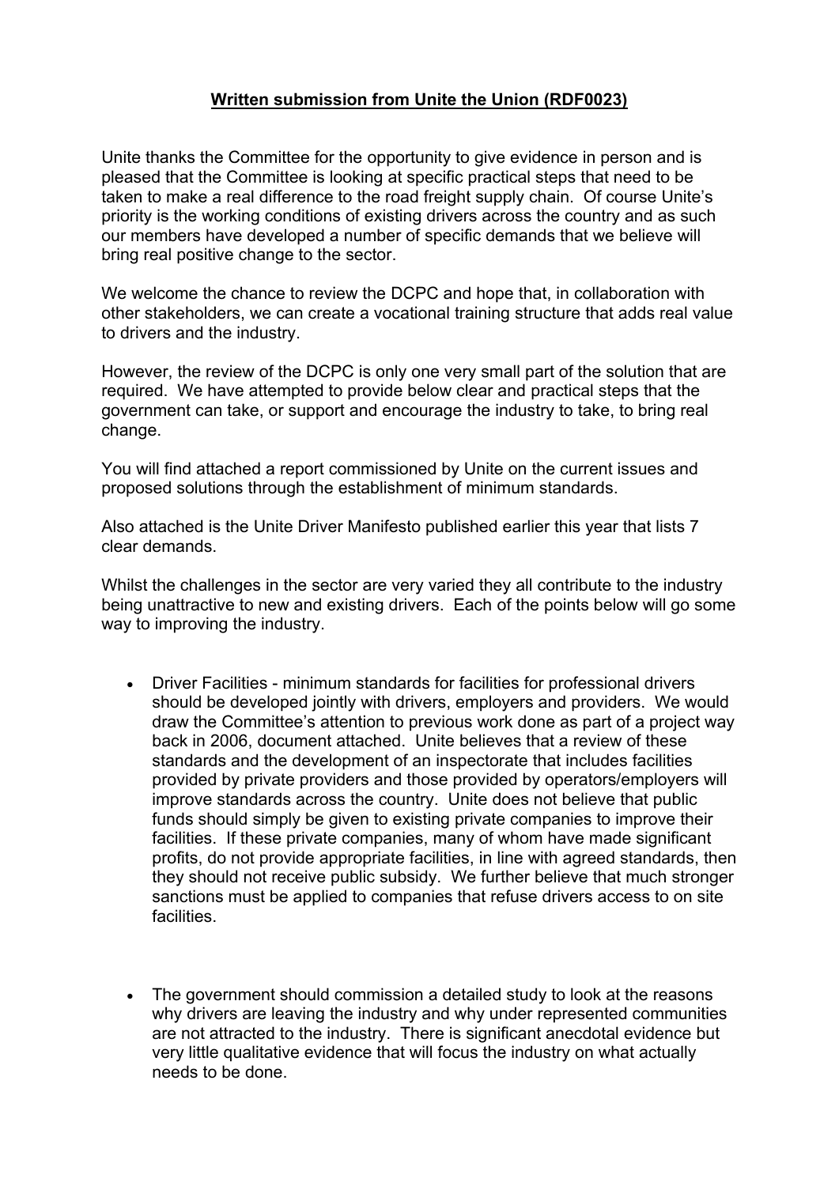**Written submission from Unite the Union (RDF0023)**

Unite thanks the Committee for the opportunity to give evidence in person and is pleased that the Committee is looking at specific practical steps that need to be taken to make a real difference to the road freight supply chain. Of course Unite's priority is the working conditions of existing drivers across the country and as such our members have developed a number of specific demands that we believe will bring real positive change to the sector.

We welcome the chance to review the DCPC and hope that, in collaboration with other stakeholders, we can create a vocational training structure that adds real value to drivers and the industry.

However, the review of the DCPC is only one very small part of the solution that are required. We have attempted to provide below clear and practical steps that the government can take, or support and encourage the industry to take, to bring real change.

You will find attached a report commissioned by Unite on the current issues and proposed solutions through the establishment of minimum standards.

Also attached is the Unite Driver Manifesto published earlier this year that lists 7 clear demands.

Whilst the challenges in the sector are very varied they all contribute to the industry being unattractive to new and existing drivers. Each of the points below will go some way to improving the industry.

- Driver Facilities - minimum standards for facilities for professional drivers should be developed jointly with drivers, employers and providers. We would draw the Committee's attention to previous work done as part of a project way back in 2006, document attached. Unite believes that a review of these standards and the development of an inspectorate that includes facilities provided by private providers and those provided by operators/employers will improve standards across the country. Unite does not believe that public funds should simply be given to existing private companies to improve their facilities. If these private companies, many of whom have made significant profits, do not provide appropriate facilities, in line with agreed standards, then they should not receive public subsidy. We further believe that much stronger sanctions must be applied to companies that refuse drivers access to on site facilities.

- The government should commission a detailed study to look at the reasons why drivers are leaving the industry and why under represented communities are not attracted to the industry. There is significant anecdotal evidence but very little qualitative evidence that will focus the industry on what actually needs to be done.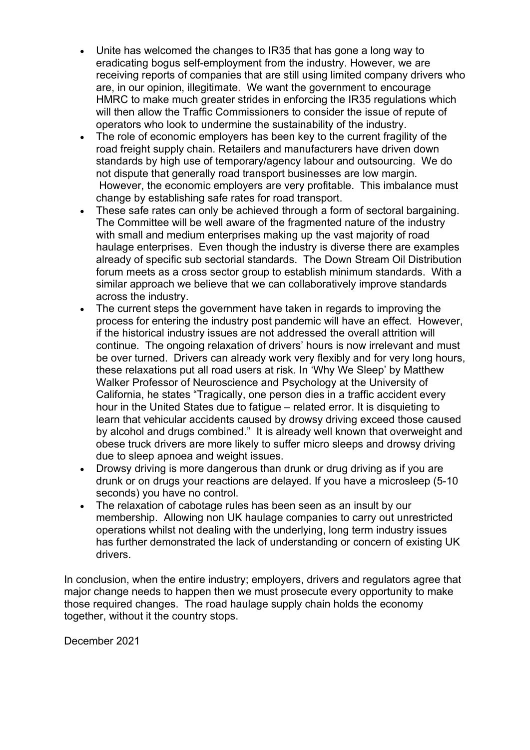- Unite has welcomed the changes to IR35 that has gone a long way to eradicating bogus self-employment from the industry. However, we are receiving reports of companies that are still using limited company drivers who are, in our opinion, illegitimate. We want the government to encourage HMRC to make much greater strides in enforcing the IR35 regulations which will then allow the Traffic Commissioners to consider the issue of repute of operators who look to undermine the sustainability of the industry.
- The role of economic employers has been key to the current fragility of the road freight supply chain. Retailers and manufacturers have driven down standards by high use of temporary/agency labour and outsourcing. We do not dispute that generally road transport businesses are low margin. However, the economic employers are very profitable. This imbalance must change by establishing safe rates for road transport.
- These safe rates can only be achieved through a form of sectoral bargaining. The Committee will be well aware of the fragmented nature of the industry with small and medium enterprises making up the vast majority of road haulage enterprises. Even though the industry is diverse there are examples already of specific sub sectorial standards. The Down Stream Oil Distribution forum meets as a cross sector group to establish minimum standards. With a similar approach we believe that we can collaboratively improve standards across the industry.
- The current steps the government have taken in regards to improving the process for entering the industry post pandemic will have an effect. However, if the historical industry issues are not addressed the overall attrition will continue. The ongoing relaxation of drivers' hours is now irrelevant and must be over turned. Drivers can already work very flexibly and for very long hours, these relaxations put all road users at risk. In 'Why We Sleep' by Matthew Walker Professor of Neuroscience and Psychology at the University of California, he states "Tragically, one person dies in a traffic accident every hour in the United States due to fatigue – related error. It is disquieting to learn that vehicular accidents caused by drowsy driving exceed those caused by alcohol and drugs combined." It is already well known that overweight and obese truck drivers are more likely to suffer micro sleeps and drowsy driving due to sleep apnoea and weight issues.
- Drowsy driving is more dangerous than drunk or drug driving as if you are drunk or on drugs your reactions are delayed. If you have a microsleep (5-10 seconds) you have no control.
- The relaxation of cabotage rules has been seen as an insult by our membership. Allowing non UK haulage companies to carry out unrestricted operations whilst not dealing with the underlying, long term industry issues has further demonstrated the lack of understanding or concern of existing UK drivers.

In conclusion, when the entire industry; employers, drivers and regulators agree that major change needs to happen then we must prosecute every opportunity to make those required changes. The road haulage supply chain holds the economy together, without it the country stops.

December 2021